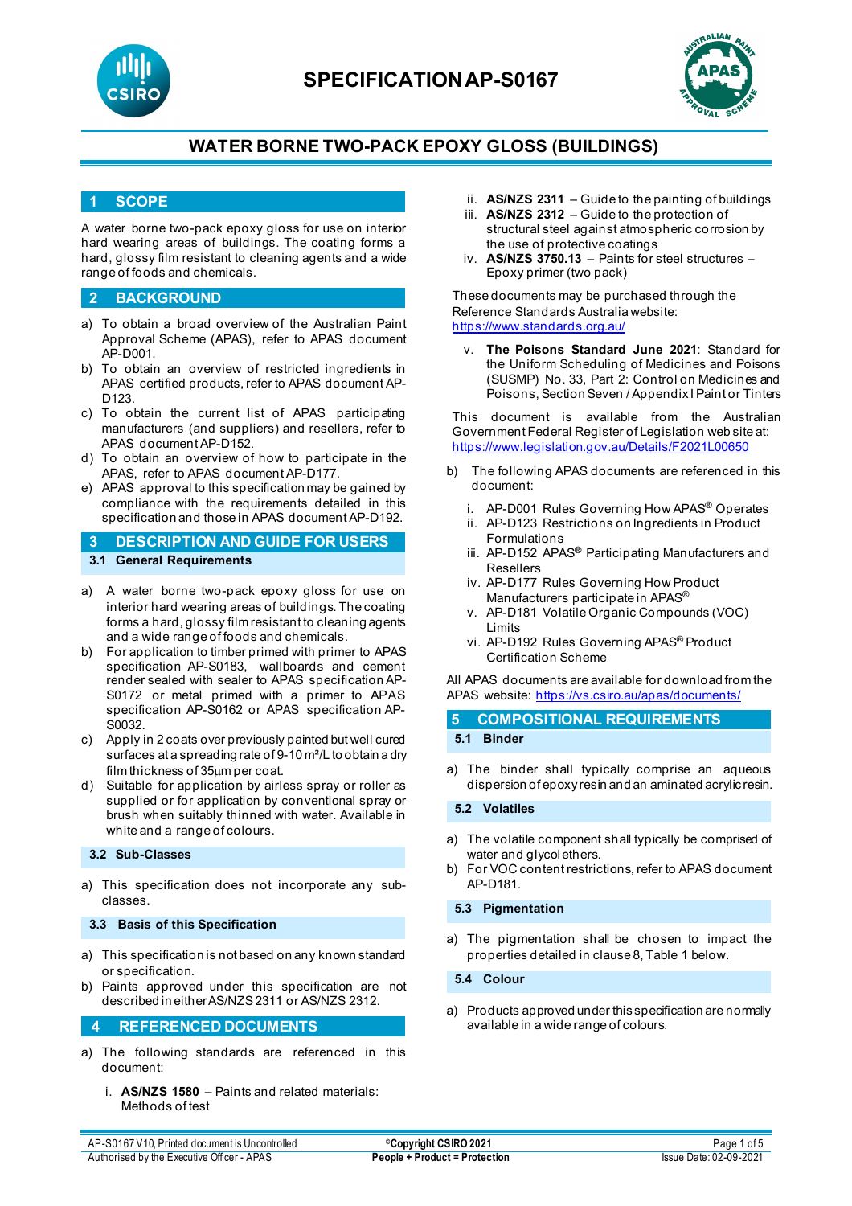# SPECIFICATION AP-S0167

## WATER BORNE TWO-PACK EPOXY GLOSS (BUILDINGS)

## 1 SCOPE

A water borne two-pack epoxy gloss for use on interior hard wearing areas of buildings. The coating forms a hard, glossy film resistant to cleaning agents and a wide range of foods and chemicals.

## 2 BACKGROUND

a) To obtain a broad overview of the Australian Paint Approval Scheme (APAS), refer to APAS document AP-D001.
b) To obtain an overview of restricted ingredients in APAS certified products, refer to APAS document AP-D123.
c) To obtain the current list of APAS participating manufacturers (and suppliers) and resellers, refer to APAS document AP-D152.
d) To obtain an overview of how to participate in the APAS, refer to APAS document AP-D177.
e) APAS approval to this specification may be gained by compliance with the requirements detailed in this specification and those in APAS document AP-D192.

## 3 DESCRIPTION AND GUIDE FOR USERS

### 3.1 General Requirements

a) A water borne two-pack epoxy gloss for use on interior hard wearing areas of buildings. The coating forms a hard, glossy film resistant to cleaning agents and a wide range of foods and chemicals.
b) For application to timber primed with primer to APAS specification AP-S0183, wallboards and cement render sealed with sealer to APAS specification AP-S0172 or metal primed with a primer to APAS specification AP-S0162 or APAS specification AP-S0032.
c) Apply in 2 coats over previously painted but well cured surfaces at a spreading rate of 9-10 m²/L to obtain a dry film thickness of 35µm per coat.
d) Suitable for application by airless spray or roller as supplied or for application by conventional spray or brush when suitably thinned with water. Available in white and a range of colours.

### 3.2 Sub-Classes

a) This specification does not incorporate any sub-classes.

### 3.3 Basis of this Specification

a) This specification is not based on any known standard or specification.
b) Paints approved under this specification are not described in either AS/NZS 2311 or AS/NZS 2312.

## 4 REFERENCED DOCUMENTS

a) The following standards are referenced in this document:

   i. **AS/NZS 1580** – Paints and related materials: Methods of test
   ii. **AS/NZS 2311** – Guide to the painting of buildings
   iii. **AS/NZS 2312** – Guide to the protection of structural steel against atmospheric corrosion by the use of protective coatings
   iv. **AS/NZS 3750.13** – Paints for steel structures – Epoxy primer (two pack)

   These documents may be purchased through the Reference Standards Australia website: https://www.standards.org.au/

   v. **The Poisons Standard June 2021**: Standard for the Uniform Scheduling of Medicines and Poisons (SUSMP) No. 33, Part 2: Control on Medicines and Poisons, Section Seven / Appendix I Paint or Tinters

   This document is available from the Australian Government Federal Register of Legislation web site at: https://www.legislation.gov.au/Details/F2021L00650

b) The following APAS documents are referenced in this document:

   i. AP-D001 Rules Governing How APAS® Operates
   ii. AP-D123 Restrictions on Ingredients in Product Formulations
   iii. AP-D152 APAS® Participating Manufacturers and Resellers
   iv. AP-D177 Rules Governing How Product Manufacturers participate in APAS®
   v. AP-D181 Volatile Organic Compounds (VOC) Limits
   vi. AP-D192 Rules Governing APAS® Product Certification Scheme

All APAS documents are available for download from the APAS website: https://vs.csiro.au/apas/documents/

## 5 COMPOSITIONAL REQUIREMENTS

### 5.1 Binder

a) The binder shall typically comprise an aqueous dispersion of epoxy resin and an aminated acrylic resin.

### 5.2 Volatiles

a) The volatile component shall typically be comprised of water and glycol ethers.
b) For VOC content restrictions, refer to APAS document AP-D181.

### 5.3 Pigmentation

a) The pigmentation shall be chosen to impact the properties detailed in clause 8, Table 1 below.

### 5.4 Colour

a) Products approved under this specification are normally available in a wide range of colours.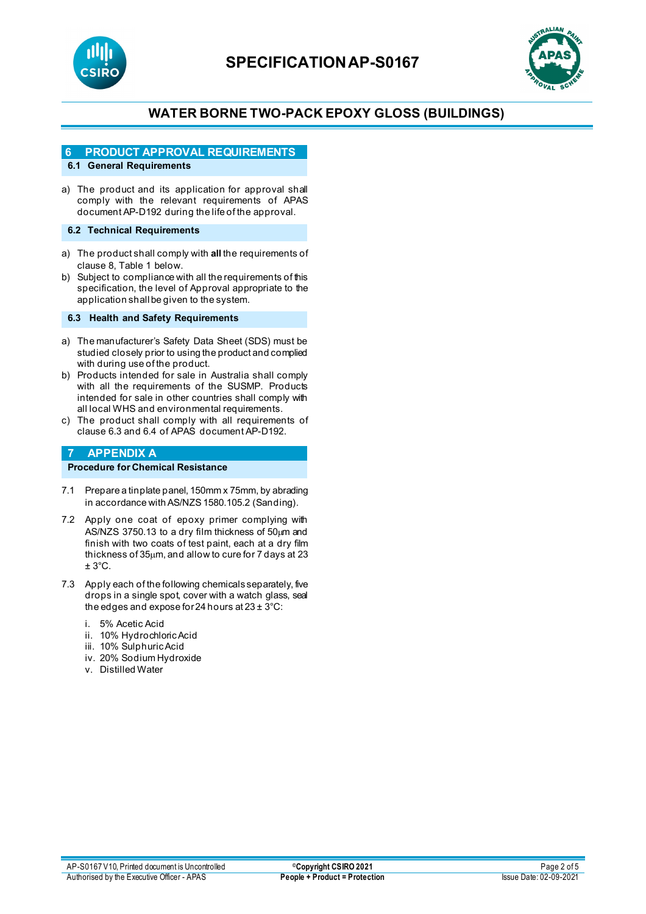## 6 PRODUCT APPROVAL REQUIREMENTS

### 6.1 General Requirements

a) The product and its application for approval shall comply with the relevant requirements of APAS document AP-D192 during the life of the approval.

### 6.2 Technical Requirements

a) The product shall comply with **all** the requirements of clause 8, Table 1 below.
b) Subject to compliance with all the requirements of this specification, the level of Approval appropriate to the application shall be given to the system.

### 6.3 Health and Safety Requirements

a) The manufacturer's Safety Data Sheet (SDS) must be studied closely prior to using the product and complied with during use of the product.
b) Products intended for sale in Australia shall comply with all the requirements of the SUSMP. Products intended for sale in other countries shall comply with all local WHS and environmental requirements.
c) The product shall comply with all requirements of clause 6.3 and 6.4 of APAS document AP-D192.

## 7 APPENDIX A

### Procedure for Chemical Resistance

7.1 Prepare a tinplate panel, 150mm x 75mm, by abrading in accordance with AS/NZS 1580.105.2 (Sanding).

7.2 Apply one coat of epoxy primer complying with AS/NZS 3750.13 to a dry film thickness of 50μm and finish with two coats of test paint, each at a dry film thickness of 35μm, and allow to cure for 7 days at 23 ± 3°C.

7.3 Apply each of the following chemicals separately, five drops in a single spot, cover with a watch glass, seal the edges and expose for 24 hours at 23 ± 3°C:

i. 5% Acetic Acid
ii. 10% Hydrochloric Acid
iii. 10% Sulphuric Acid
iv. 20% Sodium Hydroxide
v. Distilled Water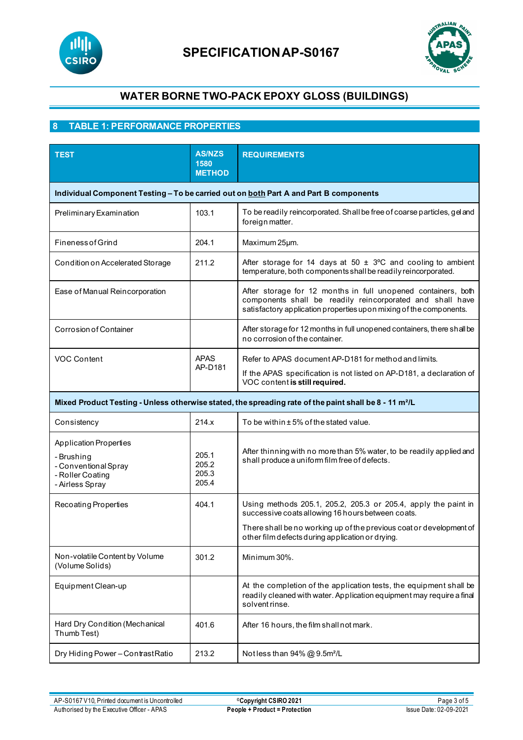# SPECIFICATION AP-S0167

## WATER BORNE TWO-PACK EPOXY GLOSS (BUILDINGS)

## 8 TABLE 1: PERFORMANCE PROPERTIES

| TEST | AS/NZS 1580 METHOD | REQUIREMENTS |
|---|---|---|
| **Individual Component Testing – To be carried out on both Part A and Part B components** | | |
| Preliminary Examination | 103.1 | To be readily reincorporated. Shall be free of coarse particles, gel and foreign matter. |
| Fineness of Grind | 204.1 | Maximum 25µm. |
| Condition on Accelerated Storage | 211.2 | After storage for 14 days at 50 ± 3ºC and cooling to ambient temperature, both components shall be readily reincorporated. |
| Ease of Manual Reincorporation | | After storage for 12 months in full unopened containers, both components shall be readily reincorporated and shall have satisfactory application properties upon mixing of the components. |
| Corrosion of Container | | After storage for 12 months in full unopened containers, there shall be no corrosion of the container. |
| VOC Content | APAS AP-D181 | Refer to APAS document AP-D181 for method and limits. If the APAS specification is not listed on AP-D181, a declaration of VOC content **is still required.** |
| **Mixed Product Testing - Unless otherwise stated, the spreading rate of the paint shall be 8 - 11 m²/L** | | |
| Consistency | 214.x | To be within ± 5% of the stated value. |
| Application Properties<br>- Brushing<br>- Conventional Spray<br>- Roller Coating<br>- Airless Spray | 205.1<br>205.2<br>205.3<br>205.4 | After thinning with no more than 5% water, to be readily applied and shall produce a uniform film free of defects. |
| Recoating Properties | 404.1 | Using methods 205.1, 205.2, 205.3 or 205.4, apply the paint in successive coats allowing 16 hours between coats. There shall be no working up of the previous coat or development of other film defects during application or drying. |
| Non-volatile Content by Volume (Volume Solids) | 301.2 | Minimum 30%. |
| Equipment Clean-up | | At the completion of the application tests, the equipment shall be readily cleaned with water. Application equipment may require a final solvent rinse. |
| Hard Dry Condition (Mechanical Thumb Test) | 401.6 | After 16 hours, the film shall not mark. |
| Dry Hiding Power – Contrast Ratio | 213.2 | Not less than 94% @ 9.5m²/L |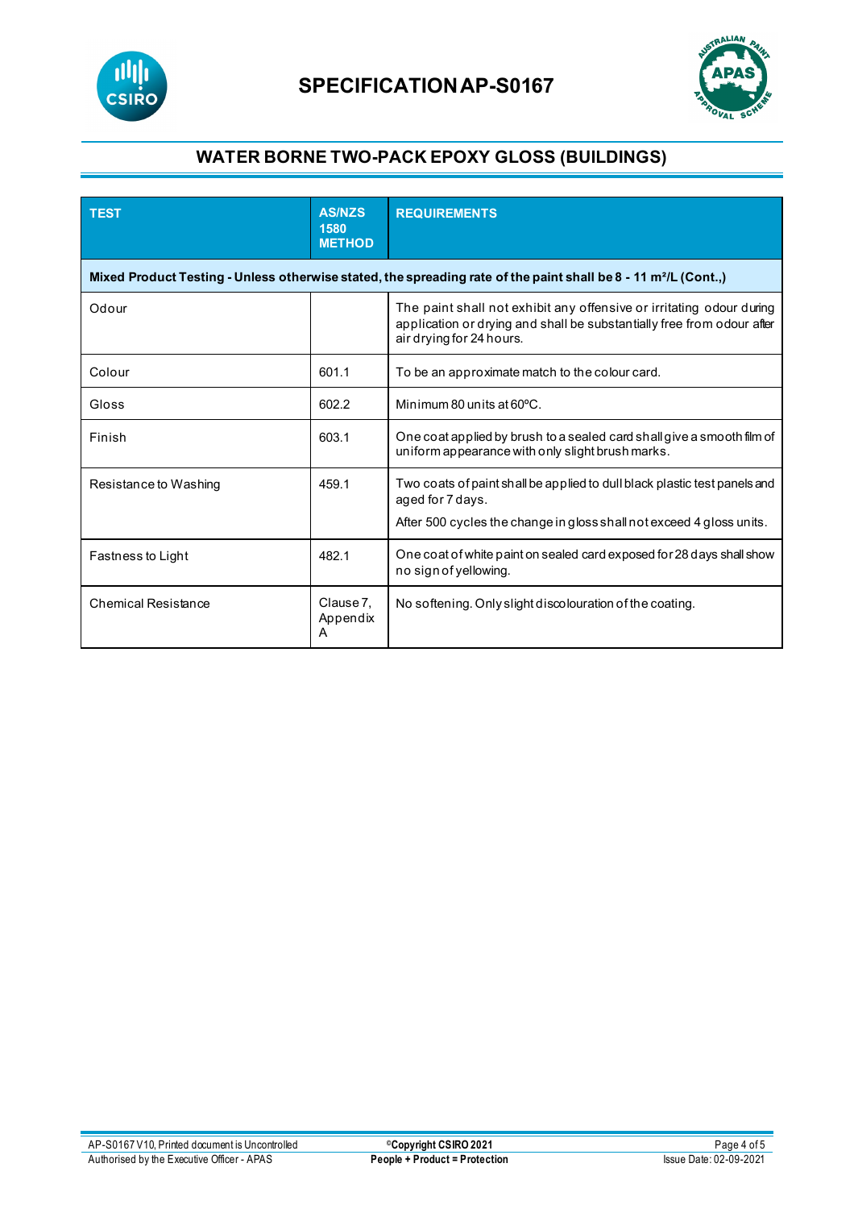# SPECIFICATION AP-S0167

## WATER BORNE TWO-PACK EPOXY GLOSS (BUILDINGS)

| TEST | AS/NZS 1580 METHOD | REQUIREMENTS |
|---|---|---|
| **Mixed Product Testing - Unless otherwise stated, the spreading rate of the paint shall be 8 - 11 m²/L (Cont.,)** | | |
| Odour | | The paint shall not exhibit any offensive or irritating odour during application or drying and shall be substantially free from odour after air drying for 24 hours. |
| Colour | 601.1 | To be an approximate match to the colour card. |
| Gloss | 602.2 | Minimum 80 units at 60°C. |
| Finish | 603.1 | One coat applied by brush to a sealed card shall give a smooth film of uniform appearance with only slight brush marks. |
| Resistance to Washing | 459.1 | Two coats of paint shall be applied to dull black plastic test panels and aged for 7 days. After 500 cycles the change in gloss shall not exceed 4 gloss units. |
| Fastness to Light | 482.1 | One coat of white paint on sealed card exposed for 28 days shall show no sign of yellowing. |
| Chemical Resistance | Clause 7, Appendix A | No softening. Only slight discolouration of the coating. |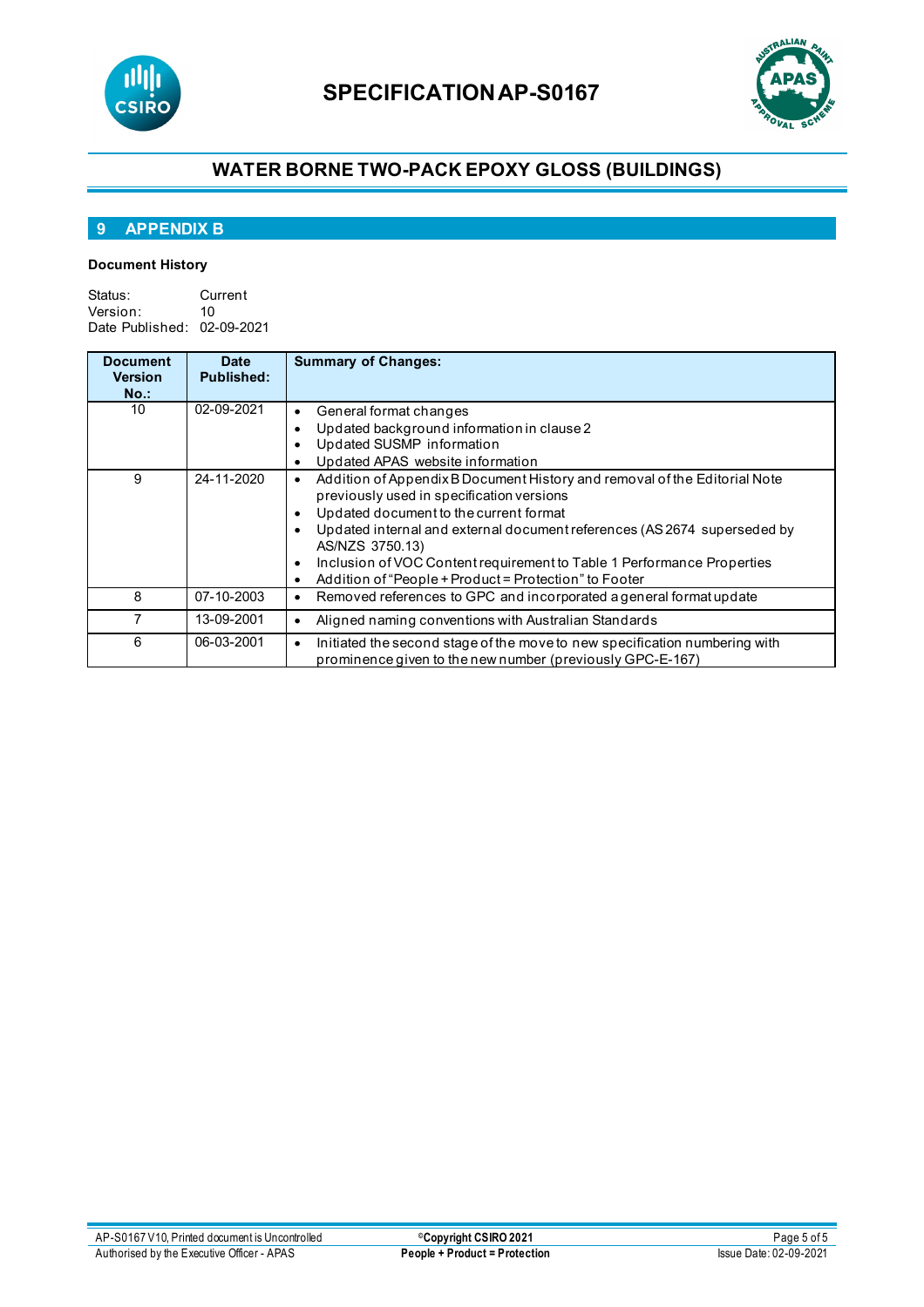## 9 APPENDIX B

**Document History**

Status: Current
Version: 10
Date Published: 02-09-2021

| Document Version No.: | Date Published: | Summary of Changes: |
|---|---|---|
| 10 | 02-09-2021 | • General format changes<br>• Updated background information in clause 2<br>• Updated SUSMP information<br>• Updated APAS website information |
| 9 | 24-11-2020 | • Addition of Appendix B Document History and removal of the Editorial Note previously used in specification versions<br>• Updated document to the current format<br>• Updated internal and external document references (AS 2674 superseded by AS/NZS 3750.13)<br>• Inclusion of VOC Content requirement to Table 1 Performance Properties<br>• Addition of "People + Product = Protection" to Footer |
| 8 | 07-10-2003 | • Removed references to GPC and incorporated a general format update |
| 7 | 13-09-2001 | • Aligned naming conventions with Australian Standards |
| 6 | 06-03-2001 | • Initiated the second stage of the move to new specification numbering with prominence given to the new number (previously GPC-E-167) |